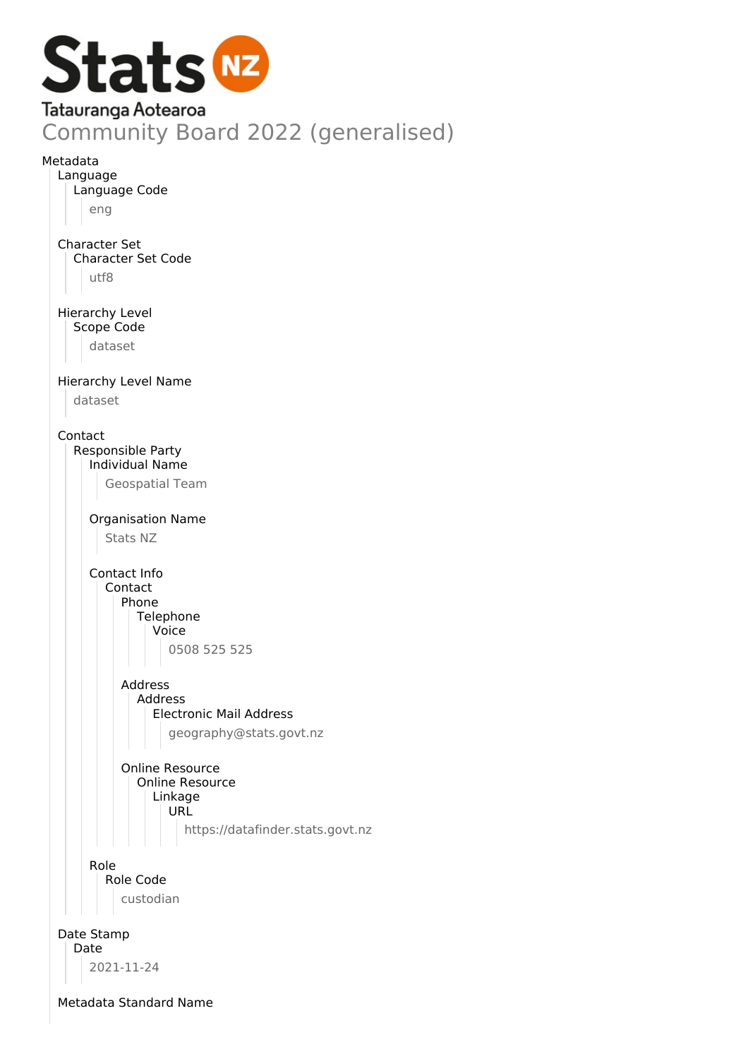Stats NZ

Tatauranga Aotearoa

# Community Board 2022 (generalised)

Metadata

- Language
  - Language Code
    - eng
- Character Set
  - Character Set Code
    - utf8
- Hierarchy Level
  - Scope Code
    - dataset
- Hierarchy Level Name
  - dataset
- Contact
  - Responsible Party
    - Individual Name
      - Geospatial Team
    - Organisation Name
      - Stats NZ
    - Contact Info
      - Contact
        - Phone
          - Telephone
            - Voice
              - 0508 525 525
        - Address
          - Address
            - Electronic Mail Address
              - geography@stats.govt.nz
        - Online Resource
          - Online Resource
            - Linkage
              - URL
                - https://datafinder.stats.govt.nz
    - Role
      - Role Code
        - custodian
- Date Stamp
  - Date
    - 2021-11-24
- Metadata Standard Name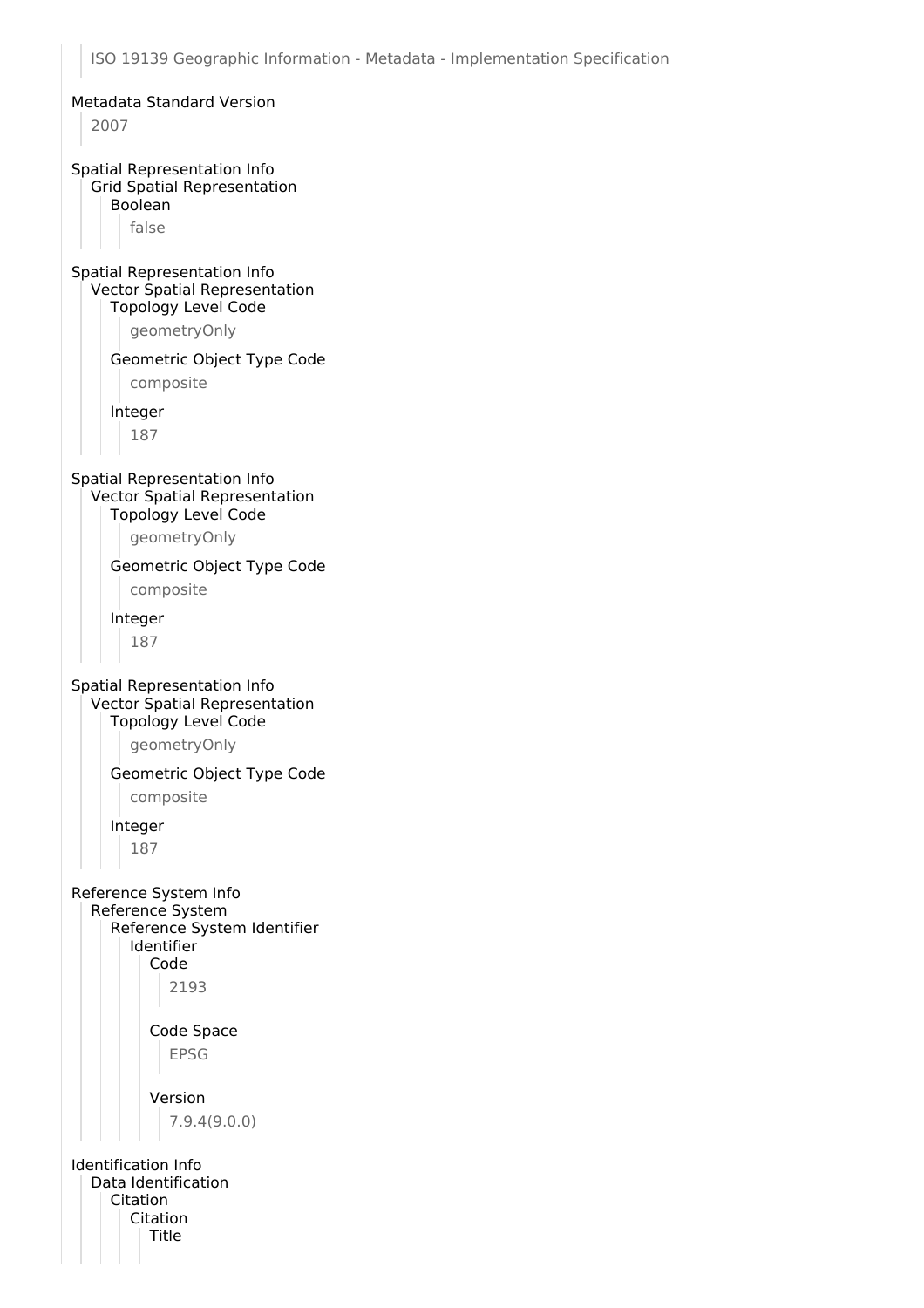ISO 19139 Geographic Information - Metadata - Implementation Specification

Metadata Standard Version

2007

Spatial Representation Info
- Grid Spatial Representation
  - Boolean
    - false

Spatial Representation Info
- Vector Spatial Representation
  - Topology Level Code
    - geometryOnly
  - Geometric Object Type Code
    - composite
  - Integer
    - 187

Spatial Representation Info
- Vector Spatial Representation
  - Topology Level Code
    - geometryOnly
  - Geometric Object Type Code
    - composite
  - Integer
    - 187

Spatial Representation Info
- Vector Spatial Representation
  - Topology Level Code
    - geometryOnly
  - Geometric Object Type Code
    - composite
  - Integer
    - 187

Reference System Info
- Reference System
  - Reference System Identifier
    - Identifier
      - Code
        - 2193
      - Code Space
        - EPSG
      - Version
        - 7.9.4(9.0.0)

Identification Info
- Data Identification
  - Citation
    - Citation
      - Title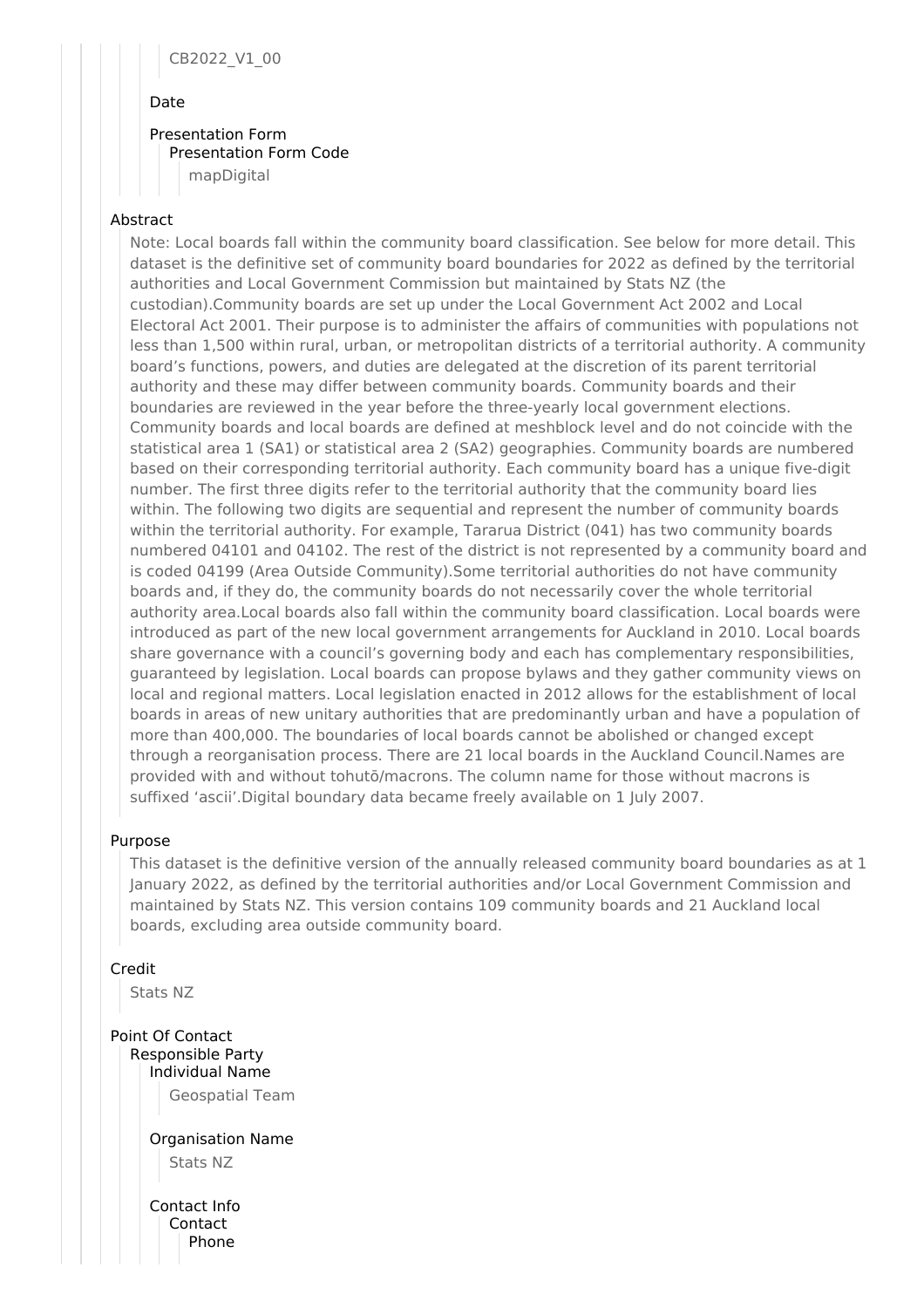CB2022_V1_00

Date

Presentation Form
Presentation Form Code
mapDigital

Abstract

Note: Local boards fall within the community board classification. See below for more detail. This dataset is the definitive set of community board boundaries for 2022 as defined by the territorial authorities and Local Government Commission but maintained by Stats NZ (the custodian).Community boards are set up under the Local Government Act 2002 and Local Electoral Act 2001. Their purpose is to administer the affairs of communities with populations not less than 1,500 within rural, urban, or metropolitan districts of a territorial authority. A community board's functions, powers, and duties are delegated at the discretion of its parent territorial authority and these may differ between community boards. Community boards and their boundaries are reviewed in the year before the three-yearly local government elections. Community boards and local boards are defined at meshblock level and do not coincide with the statistical area 1 (SA1) or statistical area 2 (SA2) geographies. Community boards are numbered based on their corresponding territorial authority. Each community board has a unique five-digit number. The first three digits refer to the territorial authority that the community board lies within. The following two digits are sequential and represent the number of community boards within the territorial authority. For example, Tararua District (041) has two community boards numbered 04101 and 04102. The rest of the district is not represented by a community board and is coded 04199 (Area Outside Community).Some territorial authorities do not have community boards and, if they do, the community boards do not necessarily cover the whole territorial authority area.Local boards also fall within the community board classification. Local boards were introduced as part of the new local government arrangements for Auckland in 2010. Local boards share governance with a council's governing body and each has complementary responsibilities, guaranteed by legislation. Local boards can propose bylaws and they gather community views on local and regional matters. Local legislation enacted in 2012 allows for the establishment of local boards in areas of new unitary authorities that are predominantly urban and have a population of more than 400,000. The boundaries of local boards cannot be abolished or changed except through a reorganisation process. There are 21 local boards in the Auckland Council.Names are provided with and without tohutō/macrons. The column name for those without macrons is suffixed 'ascii'.Digital boundary data became freely available on 1 July 2007.

Purpose

This dataset is the definitive version of the annually released community board boundaries as at 1 January 2022, as defined by the territorial authorities and/or Local Government Commission and maintained by Stats NZ. This version contains 109 community boards and 21 Auckland local boards, excluding area outside community board.

Credit

Stats NZ

Point Of Contact
Responsible Party
Individual Name
Geospatial Team

Organisation Name
Stats NZ

Contact Info
Contact
Phone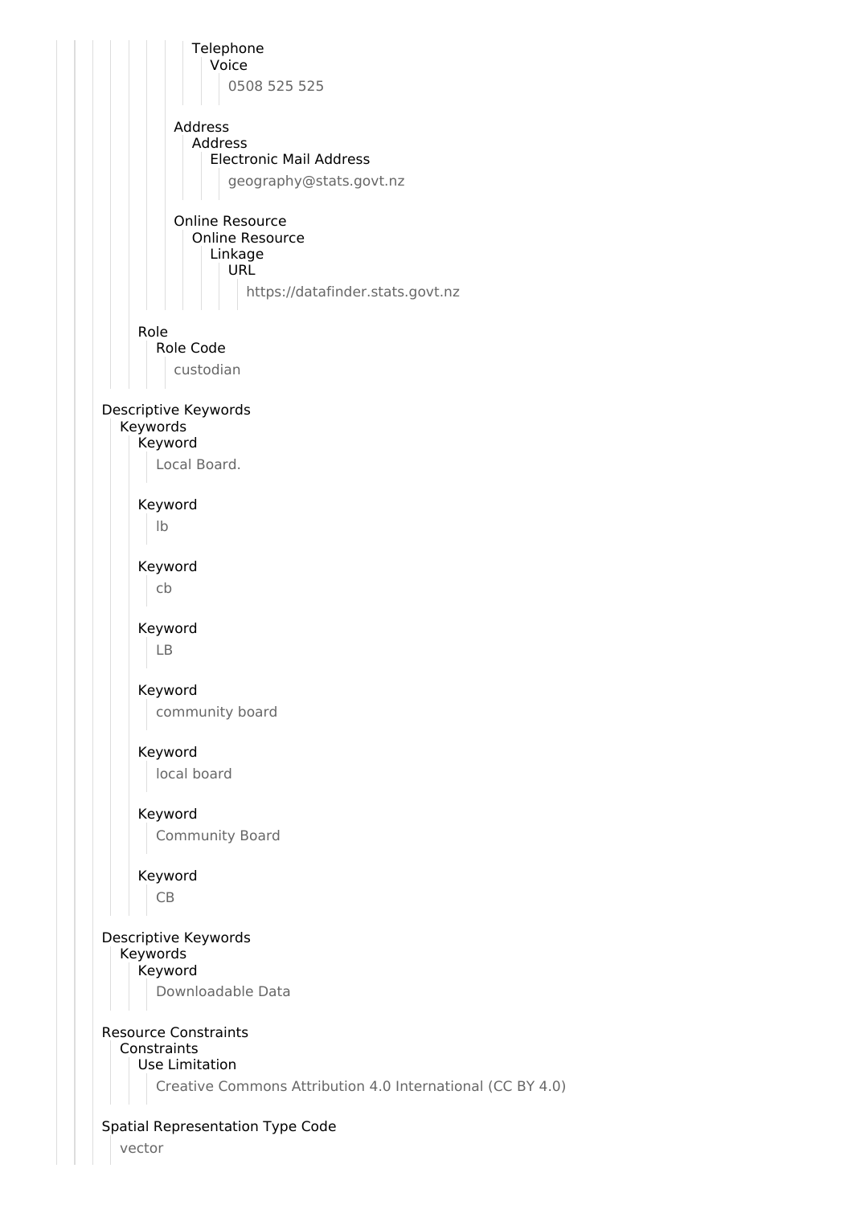Telephone

Voice

0508 525 525

Address

Address

Electronic Mail Address

geography@stats.govt.nz

Online Resource

Online Resource

Linkage

URL

https://datafinder.stats.govt.nz

Role

Role Code

custodian

Descriptive Keywords

Keywords

Keyword

Local Board.

Keyword

lb

Keyword

cb

Keyword

LB

Keyword

community board

Keyword

local board

Keyword

Community Board

Keyword

CB

Descriptive Keywords

Keywords

Keyword

Downloadable Data

Resource Constraints

Constraints

Use Limitation

Creative Commons Attribution 4.0 International (CC BY 4.0)

Spatial Representation Type Code

vector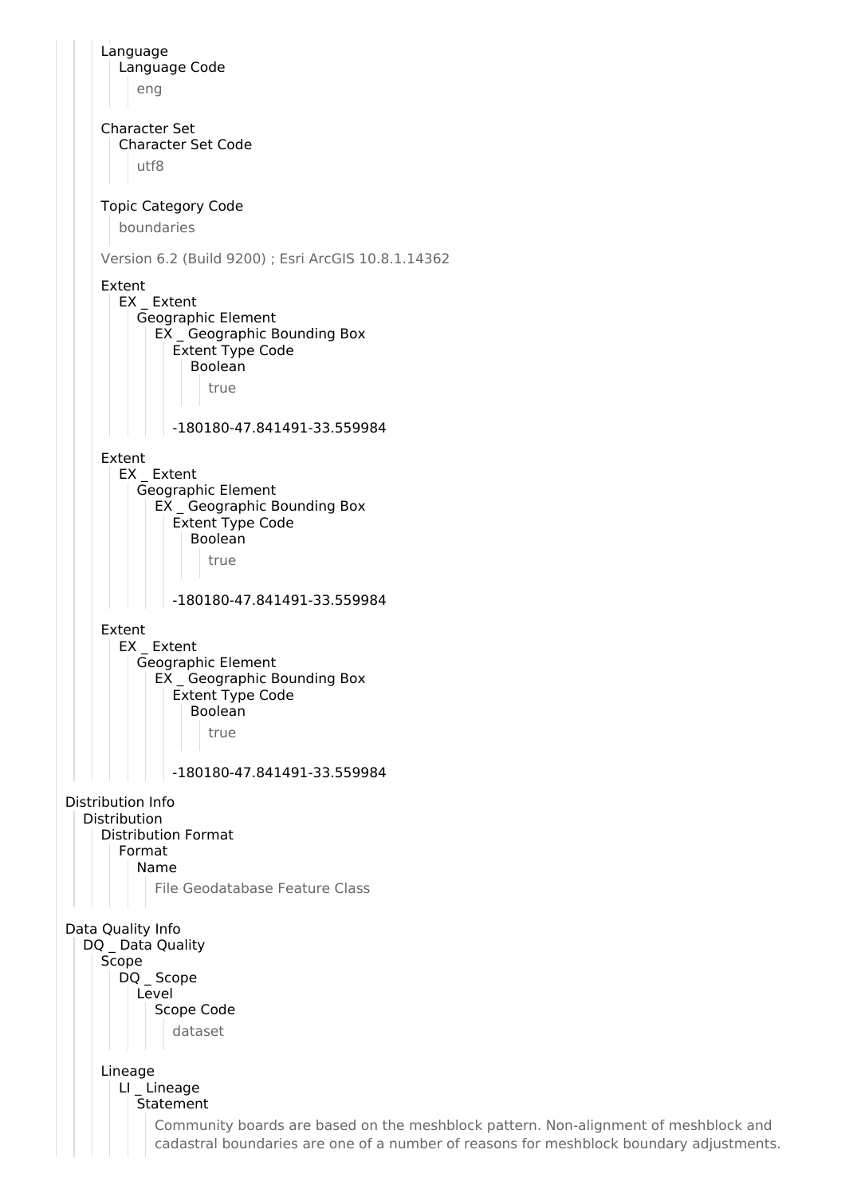Language
- Language Code
  - eng

Character Set
- Character Set Code
  - utf8

Topic Category Code
- boundaries

Version 6.2 (Build 9200) ; Esri ArcGIS 10.8.1.14362

Extent
- EX _ Extent
  - Geographic Element
    - EX _ Geographic Bounding Box
      - Extent Type Code
        - Boolean
          - true
      - -180180-47.841491-33.559984

Extent
- EX _ Extent
  - Geographic Element
    - EX _ Geographic Bounding Box
      - Extent Type Code
        - Boolean
          - true
      - -180180-47.841491-33.559984

Extent
- EX _ Extent
  - Geographic Element
    - EX _ Geographic Bounding Box
      - Extent Type Code
        - Boolean
          - true
      - -180180-47.841491-33.559984

Distribution Info
- Distribution
  - Distribution Format
    - Format
      - Name
        - File Geodatabase Feature Class

Data Quality Info
- DQ _ Data Quality
  - Scope
    - DQ _ Scope
      - Level
        - Scope Code
          - dataset
  - Lineage
    - LI _ Lineage
      - Statement
        - Community boards are based on the meshblock pattern. Non-alignment of meshblock and cadastral boundaries are one of a number of reasons for meshblock boundary adjustments.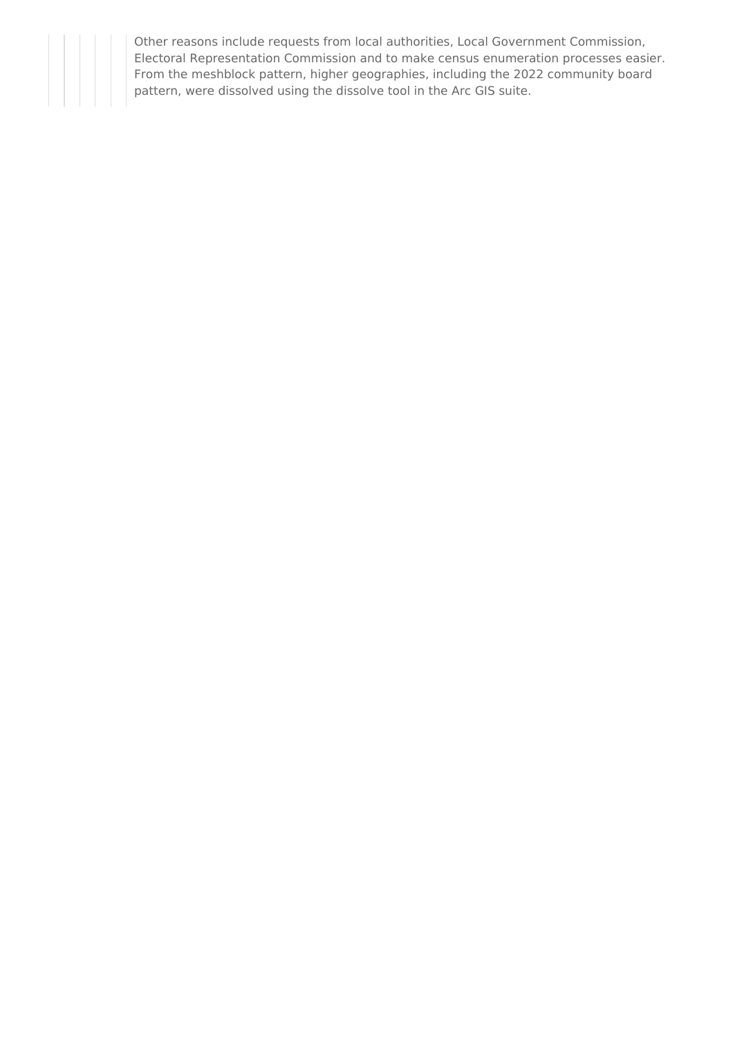Other reasons include requests from local authorities, Local Government Commission, Electoral Representation Commission and to make census enumeration processes easier. From the meshblock pattern, higher geographies, including the 2022 community board pattern, were dissolved using the dissolve tool in the Arc GIS suite.